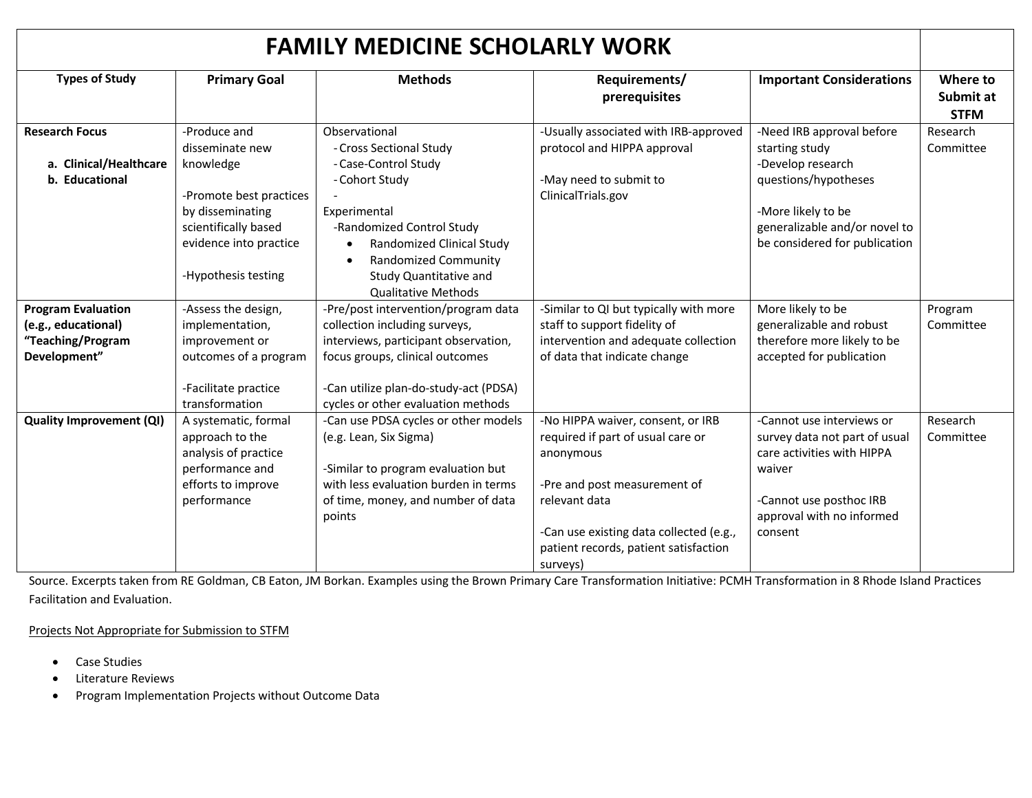# FAMILY MEDICINE SCHOLARLY WORK

| Types of Study | Primary Goal | Methods | Requirements/ prerequisites | Important Considerations | Where to Submit at STFM |
|---|---|---|---|---|---|
| **Research Focus**<br>a. **Clinical/Healthcare**<br>b. **Educational** | -Produce and disseminate new knowledge<br><br>-Promote best practices by disseminating scientifically based evidence into practice<br><br>-Hypothesis testing | Observational<br>- Cross Sectional Study<br>- Case-Control Study<br>- Cohort Study<br>-<br>Experimental<br>-Randomized Control Study<br>• Randomized Clinical Study<br>• Randomized Community Study Quantitative and Qualitative Methods | -Usually associated with IRB-approved protocol and HIPPA approval<br><br>-May need to submit to ClinicalTrials.gov | -Need IRB approval before starting study<br>-Develop research questions/hypotheses<br><br>-More likely to be generalizable and/or novel to be considered for publication | Research Committee |
| **Program Evaluation (e.g., educational) "Teaching/Program Development"** | -Assess the design, implementation, improvement or outcomes of a program<br><br>-Facilitate practice transformation | -Pre/post intervention/program data collection including surveys, interviews, participant observation, focus groups, clinical outcomes<br><br>-Can utilize plan-do-study-act (PDSA) cycles or other evaluation methods | -Similar to QI but typically with more staff to support fidelity of intervention and adequate collection of data that indicate change | More likely to be generalizable and robust therefore more likely to be accepted for publication | Program Committee |
| **Quality Improvement (QI)** | A systematic, formal approach to the analysis of practice performance and efforts to improve performance | -Can use PDSA cycles or other models (e.g. Lean, Six Sigma)<br><br>-Similar to program evaluation but with less evaluation burden in terms of time, money, and number of data points | -No HIPPA waiver, consent, or IRB required if part of usual care or anonymous<br><br>-Pre and post measurement of relevant data<br><br>-Can use existing data collected (e.g., patient records, patient satisfaction surveys) | -Cannot use interviews or survey data not part of usual care activities with HIPPA waiver<br><br>-Cannot use posthoc IRB approval with no informed consent | Research Committee |

Source. Excerpts taken from RE Goldman, CB Eaton, JM Borkan. Examples using the Brown Primary Care Transformation Initiative: PCMH Transformation in 8 Rhode Island Practices Facilitation and Evaluation.

Projects Not Appropriate for Submission to STFM

- Case Studies
- Literature Reviews
- Program Implementation Projects without Outcome Data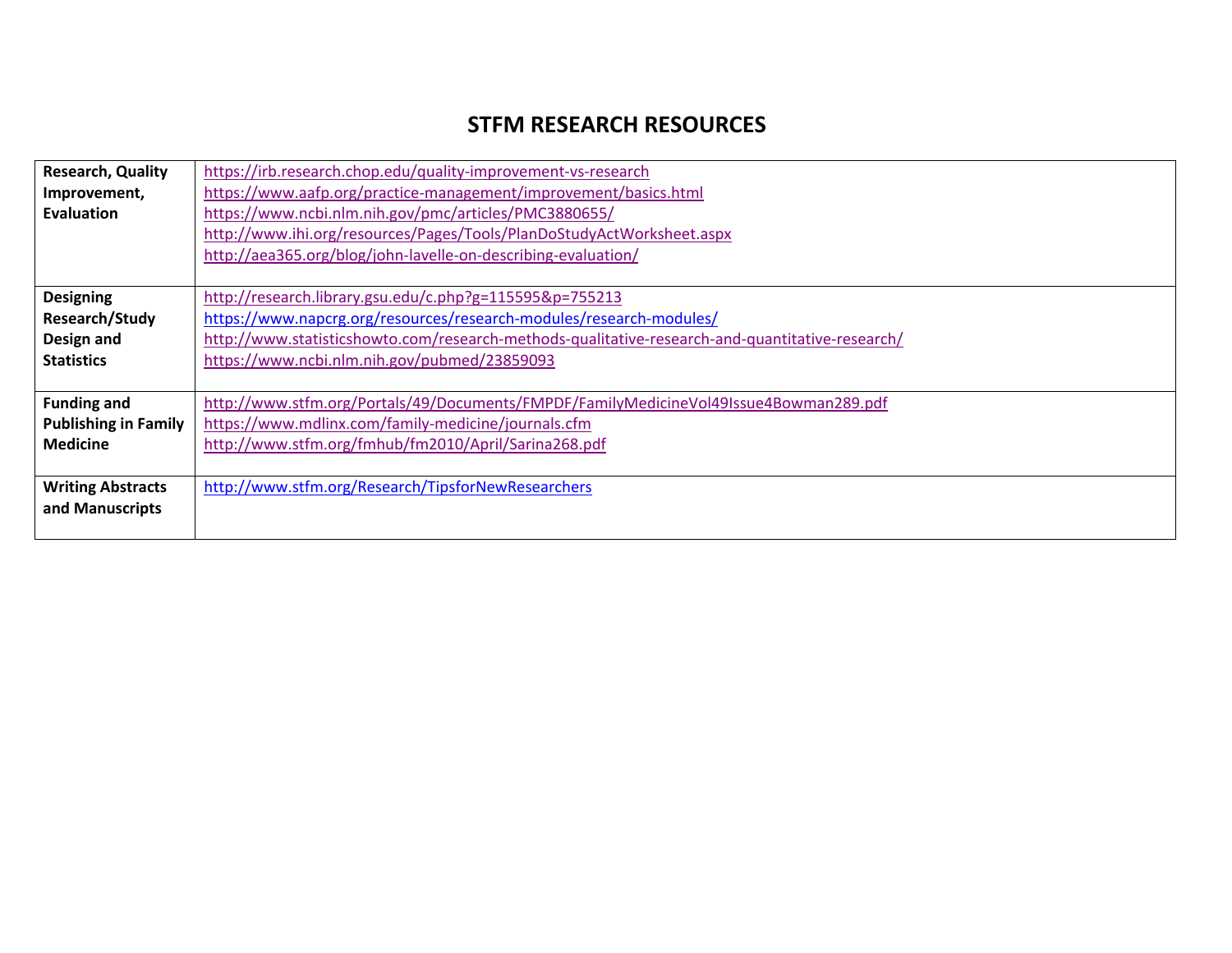# STFM RESEARCH RESOURCES

| | |
|---|---|
| **Research, Quality Improvement, Evaluation** | https://irb.research.chop.edu/quality-improvement-vs-research<br>https://www.aafp.org/practice-management/improvement/basics.html<br>https://www.ncbi.nlm.nih.gov/pmc/articles/PMC3880655/<br>http://www.ihi.org/resources/Pages/Tools/PlanDoStudyActWorksheet.aspx<br>http://aea365.org/blog/john-lavelle-on-describing-evaluation/ |
| **Designing Research/Study Design and Statistics** | http://research.library.gsu.edu/c.php?g=115595&p=755213<br>https://www.napcrg.org/resources/research-modules/research-modules/<br>http://www.statisticshowto.com/research-methods-qualitative-research-and-quantitative-research/<br>https://www.ncbi.nlm.nih.gov/pubmed/23859093 |
| **Funding and Publishing in Family Medicine** | http://www.stfm.org/Portals/49/Documents/FMPDF/FamilyMedicineVol49Issue4Bowman289.pdf<br>https://www.mdlinx.com/family-medicine/journals.cfm<br>http://www.stfm.org/fmhub/fm2010/April/Sarina268.pdf |
| **Writing Abstracts and Manuscripts** | http://www.stfm.org/Research/TipsforNewResearchers |